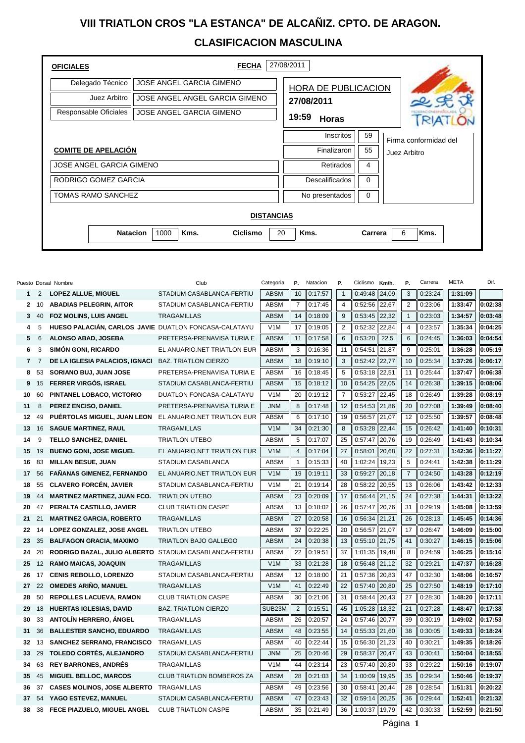# VIII TRIATLON CROS "LA ESTANCA" DE ALCAÑIZ. CPTO. DE ARAGON.

## CLASIFICACION MASCULINA

**OFICIALES** | **FECHA** 27/08/2011

| | |
|---|---|
| Delegado Técnico | JOSE ANGEL GARCIA GIMENO |
| Juez Arbitro | JOSE ANGEL ANGEL GARCIA GIMENO |
| Responsable Oficiales | JOSE ANGEL GARCIA GIMENO |

**HORA DE PUBLICACION**
**27/08/2011**
**19:59 Horas**

**COMITE DE APELACIÓN**

- JOSE ANGEL GARCIA GIMENO
- RODRIGO GOMEZ GARCIA
- TOMAS RAMO SANCHEZ

| | |
|---|---|
| Inscritos | 59 |
| Finalizaron | 55 |
| Retirados | 4 |
| Descalificados | 0 |
| No presentados | 0 |

Firma conformidad del Juez Arbitro

**DISTANCIAS**

**Natacion** 1000 **Kms.** **Ciclismo** 20 **Kms.** **Carrera** 6 **Kms.**

| Puesto | Dorsal | Nombre | Club | Categoria | P. | Natacion | P. | Ciclismo | Km/h. | P. | Carrera | META | Dif. |
|---|---|---|---|---|---|---|---|---|---|---|---|---|---|
| 1 | 2 | LOPEZ ALLUE, MIGUEL | STADIUM CASABLANCA-FERTIU | ABSM | 10 | 0:17:57 | 1 | 0:49:48 | 24,09 | 3 | 0:23:24 | 1:31:09 | |
| 2 | 10 | ABADIAS PELEGRIN, AITOR | STADIUM CASABLANCA-FERTIU | ABSM | 7 | 0:17:45 | 4 | 0:52:56 | 22,67 | 2 | 0:23:06 | 1:33:47 | 0:02:38 |
| 3 | 40 | FOZ MOLINS, LUIS ANGEL | TRAGAMILLAS | ABSM | 14 | 0:18:09 | 9 | 0:53:45 | 22,32 | 1 | 0:23:03 | 1:34:57 | 0:03:48 |
| 4 | 5 | HUESO PALACIÁN, CARLOS JAVIE | DUATLON FONCASA-CALATAYU | V1M | 17 | 0:19:05 | 2 | 0:52:32 | 22,84 | 4 | 0:23:57 | 1:35:34 | 0:04:25 |
| 5 | 6 | ALONSO ABAD, JOSEBA | PRETERSA-PRENAVISA TURIA E | ABSM | 11 | 0:17:58 | 6 | 0:53:20 | 22,5 | 6 | 0:24:45 | 1:36:03 | 0:04:54 |
| 6 | 3 | SIMÓN GONI, RICARDO | EL ANUARIO.NET TRIATLON EUR | ABSM | 3 | 0:16:36 | 11 | 0:54:51 | 21,87 | 9 | 0:25:01 | 1:36:28 | 0:05:19 |
| 7 | 7 | DE LA IGLESIA PALACIOS, IGNACI | BAZ. TRIATLON CIERZO | ABSM | 18 | 0:19:10 | 3 | 0:52:42 | 22,77 | 10 | 0:25:34 | 1:37:26 | 0:06:17 |
| 8 | 53 | SORIANO BUJ, JUAN JOSE | PRETERSA-PRENAVISA TURIA E | ABSM | 16 | 0:18:45 | 5 | 0:53:18 | 22,51 | 11 | 0:25:44 | 1:37:47 | 0:06:38 |
| 9 | 15 | FERRER VIRGÓS, ISRAEL | STADIUM CASABLANCA-FERTIU | ABSM | 15 | 0:18:12 | 10 | 0:54:25 | 22,05 | 14 | 0:26:38 | 1:39:15 | 0:08:06 |
| 10 | 60 | PINTANEL LOBACO, VICTORIO | DUATLON FONCASA-CALATAYU | V1M | 20 | 0:19:12 | 7 | 0:53:27 | 22,45 | 18 | 0:26:49 | 1:39:28 | 0:08:19 |
| 11 | 8 | PEREZ ENCISO, DANIEL | PRETERSA-PRENAVISA TURIA E | JNM | 8 | 0:17:48 | 12 | 0:54:53 | 21,86 | 20 | 0:27:08 | 1:39:49 | 0:08:40 |
| 12 | 49 | PUÉRTOLAS MIGUEL, JUAN LEON | EL ANUARIO.NET TRIATLON EUR | ABSM | 6 | 0:17:10 | 19 | 0:56:57 | 21,07 | 12 | 0:25:50 | 1:39:57 | 0:08:48 |
| 13 | 16 | SAGUE MARTINEZ, RAUL | TRAGAMILLAS | V1M | 34 | 0:21:30 | 8 | 0:53:28 | 22,44 | 15 | 0:26:42 | 1:41:40 | 0:10:31 |
| 14 | 9 | TELLO SANCHEZ, DANIEL | TRIATLON UTEBO | ABSM | 5 | 0:17:07 | 25 | 0:57:47 | 20,76 | 19 | 0:26:49 | 1:41:43 | 0:10:34 |
| 15 | 19 | BUENO GONI, JOSE MIGUEL | EL ANUARIO.NET TRIATLON EUR | V1M | 4 | 0:17:04 | 27 | 0:58:01 | 20,68 | 22 | 0:27:31 | 1:42:36 | 0:11:27 |
| 16 | 83 | MILLAN BESUE, JUAN | STADIUM CASABLANCA | ABSM | 1 | 0:15:33 | 40 | 1:02:24 | 19,23 | 5 | 0:24:41 | 1:42:38 | 0:11:29 |
| 17 | 56 | FAÑANAS GIMENEZ, FERNANDO | EL ANUARIO.NET TRIATLON EUR | V1M | 19 | 0:19:11 | 33 | 0:59:27 | 20,18 | 7 | 0:24:50 | 1:43:28 | 0:12:19 |
| 18 | 55 | CLAVERO FORCÉN, JAVIER | STADIUM CASABLANCA-FERTIU | V1M | 21 | 0:19:14 | 28 | 0:58:22 | 20,55 | 13 | 0:26:06 | 1:43:42 | 0:12:33 |
| 19 | 44 | MARTINEZ MARTINEZ, JUAN FCO. | TRIATLON UTEBO | ABSM | 23 | 0:20:09 | 17 | 0:56:44 | 21,15 | 24 | 0:27:38 | 1:44:31 | 0:13:22 |
| 20 | 47 | PERALTA CASTILLO, JAVIER | CLUB TRIATLON CASPE | ABSM | 13 | 0:18:02 | 26 | 0:57:47 | 20,76 | 31 | 0:29:19 | 1:45:08 | 0:13:59 |
| 21 | 21 | MARTINEZ GARCIA, ROBERTO | TRAGAMILLAS | ABSM | 27 | 0:20:58 | 16 | 0:56:34 | 21,21 | 26 | 0:28:13 | 1:45:45 | 0:14:36 |
| 22 | 14 | LOPEZ GONZALEZ, JOSE ANGEL | TRIATLON UTEBO | ABSM | 37 | 0:22:25 | 20 | 0:56:57 | 21,07 | 17 | 0:26:47 | 1:46:09 | 0:15:00 |
| 23 | 35 | BALFAGON GRACIA, MAXIMO | TRIATLON BAJO GALLEGO | ABSM | 24 | 0:20:38 | 13 | 0:55:10 | 21,75 | 41 | 0:30:27 | 1:46:15 | 0:15:06 |
| 24 | 20 | RODRIGO BAZAL, JULIO ALBERTO | STADIUM CASABLANCA-FERTIU | ABSM | 22 | 0:19:51 | 37 | 1:01:35 | 19,48 | 8 | 0:24:59 | 1:46:25 | 0:15:16 |
| 25 | 12 | RAMO MAICAS, JOAQUIN | TRAGAMILLAS | V1M | 33 | 0:21:28 | 18 | 0:56:48 | 21,12 | 32 | 0:29:21 | 1:47:37 | 0:16:28 |
| 26 | 17 | CENIS REBOLLO, LORENZO | STADIUM CASABLANCA-FERTIU | ABSM | 12 | 0:18:00 | 21 | 0:57:36 | 20,83 | 47 | 0:32:30 | 1:48:06 | 0:16:57 |
| 27 | 22 | OMEDES ARIÑO, MANUEL | TRAGAMILLAS | V1M | 41 | 0:22:49 | 22 | 0:57:40 | 20,80 | 25 | 0:27:50 | 1:48:19 | 0:17:10 |
| 28 | 50 | REPOLLES LACUEVA, RAMON | CLUB TRIATLON CASPE | ABSM | 30 | 0:21:06 | 31 | 0:58:44 | 20,43 | 27 | 0:28:30 | 1:48:20 | 0:17:11 |
| 29 | 18 | HUERTAS IGLESIAS, DAVID | BAZ. TRIATLON CIERZO | SUB23M | 2 | 0:15:51 | 45 | 1:05:28 | 18,32 | 21 | 0:27:28 | 1:48:47 | 0:17:38 |
| 30 | 33 | ANTOLÍN HERRERO, ÁNGEL | TRAGAMILLAS | ABSM | 26 | 0:20:57 | 24 | 0:57:46 | 20,77 | 39 | 0:30:19 | 1:49:02 | 0:17:53 |
| 31 | 36 | BALLESTER SANCHO, EDUARDO | TRAGAMILLAS | ABSM | 48 | 0:23:55 | 14 | 0:55:33 | 21,60 | 38 | 0:30:05 | 1:49:33 | 0:18:24 |
| 32 | 13 | SANCHEZ SERRANO, FRANCISCO | TRAGAMILLAS | ABSM | 40 | 0:22:44 | 15 | 0:56:30 | 21,23 | 40 | 0:30:21 | 1:49:35 | 0:18:26 |
| 33 | 29 | TOLEDO CORTÉS, ALEJANDRO | STADIUM CASABLANCA-FERTIU | JNM | 25 | 0:20:46 | 29 | 0:58:37 | 20,47 | 43 | 0:30:41 | 1:50:04 | 0:18:55 |
| 34 | 63 | REY BARRONES, ANDRÉS | TRAGAMILLAS | V1M | 44 | 0:23:14 | 23 | 0:57:40 | 20,80 | 33 | 0:29:22 | 1:50:16 | 0:19:07 |
| 35 | 45 | MIGUEL BELLOC, MARCOS | CLUB TRIATLON BOMBEROS ZA | ABSM | 28 | 0:21:03 | 34 | 1:00:09 | 19,95 | 35 | 0:29:34 | 1:50:46 | 0:19:37 |
| 36 | 37 | CASES MOLINOS, JOSE ALBERTO | TRAGAMILLAS | ABSM | 49 | 0:23:56 | 30 | 0:58:41 | 20,44 | 28 | 0:28:54 | 1:51:31 | 0:20:22 |
| 37 | 54 | YAGO ESTEVEZ, MANUEL | STADIUM CASABLANCA-FERTIU | ABSM | 47 | 0:23:43 | 32 | 0:59:14 | 20,25 | 36 | 0:29:44 | 1:52:41 | 0:21:32 |
| 38 | 38 | FECE PIAZUELO, MIGUEL ANGEL | CLUB TRIATLON CASPE | ABSM | 35 | 0:21:49 | 36 | 1:00:37 | 19,79 | 42 | 0:30:33 | 1:52:59 | 0:21:50 |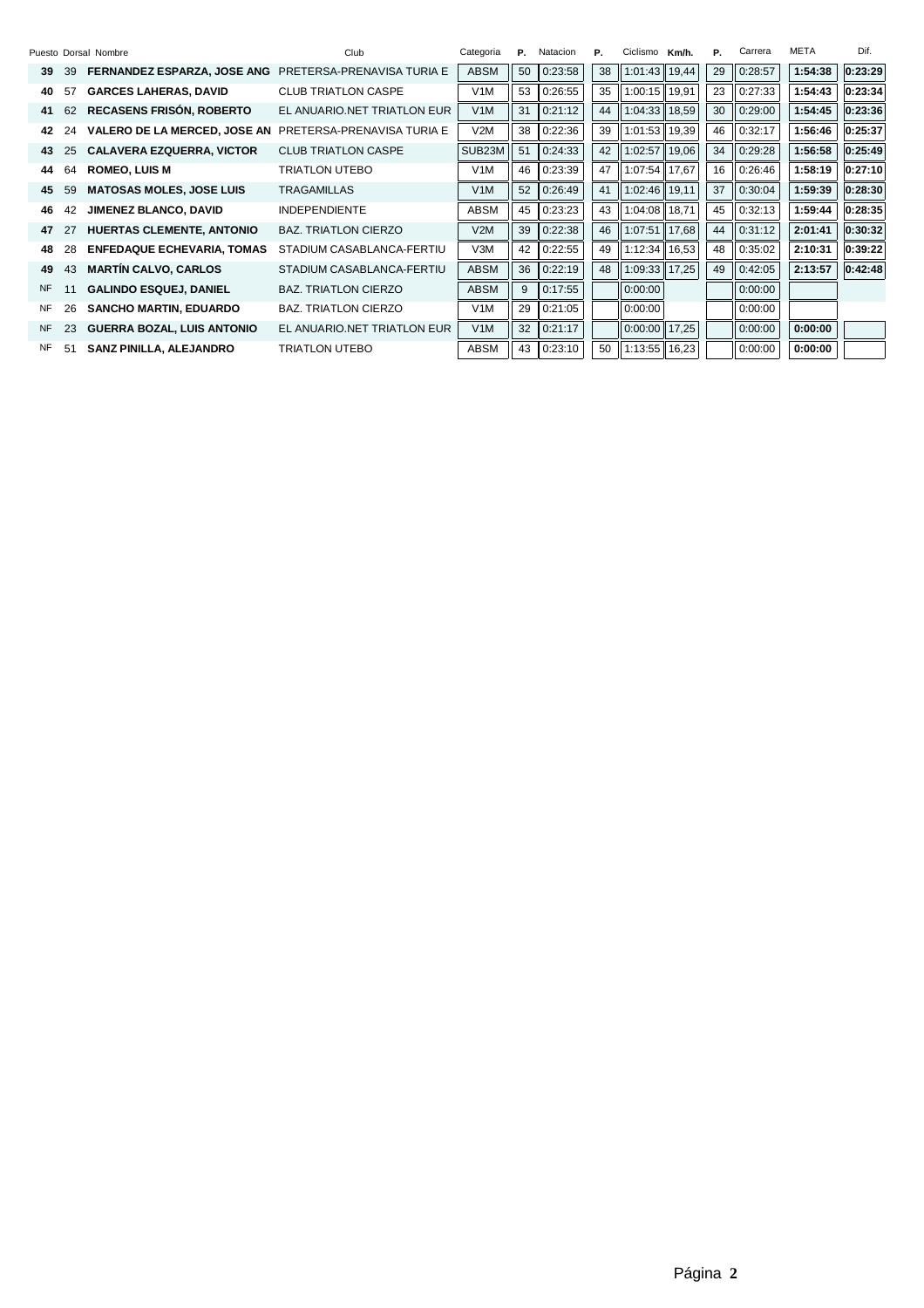| Puesto | Dorsal | Nombre | Club | Categoria | P. | Natacion | P. | Ciclismo | Km/h. | P. | Carrera | META | Dif. |
|---|---|---|---|---|---|---|---|---|---|---|---|---|---|
| 39 | 39 | FERNANDEZ ESPARZA, JOSE ANG | PRETERSA-PRENAVISA TURIA E | ABSM | 50 | 0:23:58 | 38 | 1:01:43 | 19,44 | 29 | 0:28:57 | 1:54:38 | 0:23:29 |
| 40 | 57 | GARCES LAHERAS, DAVID | CLUB TRIATLON CASPE | V1M | 53 | 0:26:55 | 35 | 1:00:15 | 19,91 | 23 | 0:27:33 | 1:54:43 | 0:23:34 |
| 41 | 62 | RECASENS FRISÓN, ROBERTO | EL ANUARIO.NET TRIATLON EUR | V1M | 31 | 0:21:12 | 44 | 1:04:33 | 18,59 | 30 | 0:29:00 | 1:54:45 | 0:23:36 |
| 42 | 24 | VALERO DE LA MERCED, JOSE AN | PRETERSA-PRENAVISA TURIA E | V2M | 38 | 0:22:36 | 39 | 1:01:53 | 19,39 | 46 | 0:32:17 | 1:56:46 | 0:25:37 |
| 43 | 25 | CALAVERA EZQUERRA, VICTOR | CLUB TRIATLON CASPE | SUB23M | 51 | 0:24:33 | 42 | 1:02:57 | 19,06 | 34 | 0:29:28 | 1:56:58 | 0:25:49 |
| 44 | 64 | ROMEO, LUIS M | TRIATLON UTEBO | V1M | 46 | 0:23:39 | 47 | 1:07:54 | 17,67 | 16 | 0:26:46 | 1:58:19 | 0:27:10 |
| 45 | 59 | MATOSAS MOLES, JOSE LUIS | TRAGAMILLAS | V1M | 52 | 0:26:49 | 41 | 1:02:46 | 19,11 | 37 | 0:30:04 | 1:59:39 | 0:28:30 |
| 46 | 42 | JIMENEZ BLANCO, DAVID | INDEPENDIENTE | ABSM | 45 | 0:23:23 | 43 | 1:04:08 | 18,71 | 45 | 0:32:13 | 1:59:44 | 0:28:35 |
| 47 | 27 | HUERTAS CLEMENTE, ANTONIO | BAZ. TRIATLON CIERZO | V2M | 39 | 0:22:38 | 46 | 1:07:51 | 17,68 | 44 | 0:31:12 | 2:01:41 | 0:30:32 |
| 48 | 28 | ENFEDAQUE ECHEVARIA, TOMAS | STADIUM CASABLANCA-FERTIU | V3M | 42 | 0:22:55 | 49 | 1:12:34 | 16,53 | 48 | 0:35:02 | 2:10:31 | 0:39:22 |
| 49 | 43 | MARTÍN CALVO, CARLOS | STADIUM CASABLANCA-FERTIU | ABSM | 36 | 0:22:19 | 48 | 1:09:33 | 17,25 | 49 | 0:42:05 | 2:13:57 | 0:42:48 |
| NF | 11 | GALINDO ESQUEJ, DANIEL | BAZ. TRIATLON CIERZO | ABSM | 9 | 0:17:55 | | 0:00:00 | | | 0:00:00 | | |
| NF | 26 | SANCHO MARTIN, EDUARDO | BAZ. TRIATLON CIERZO | V1M | 29 | 0:21:05 | | 0:00:00 | | | 0:00:00 | | |
| NF | 23 | GUERRA BOZAL, LUIS ANTONIO | EL ANUARIO.NET TRIATLON EUR | V1M | 32 | 0:21:17 | | 0:00:00 | 17,25 | | 0:00:00 | 0:00:00 | |
| NF | 51 | SANZ PINILLA, ALEJANDRO | TRIATLON UTEBO | ABSM | 43 | 0:23:10 | 50 | 1:13:55 | 16,23 | | 0:00:00 | 0:00:00 | |